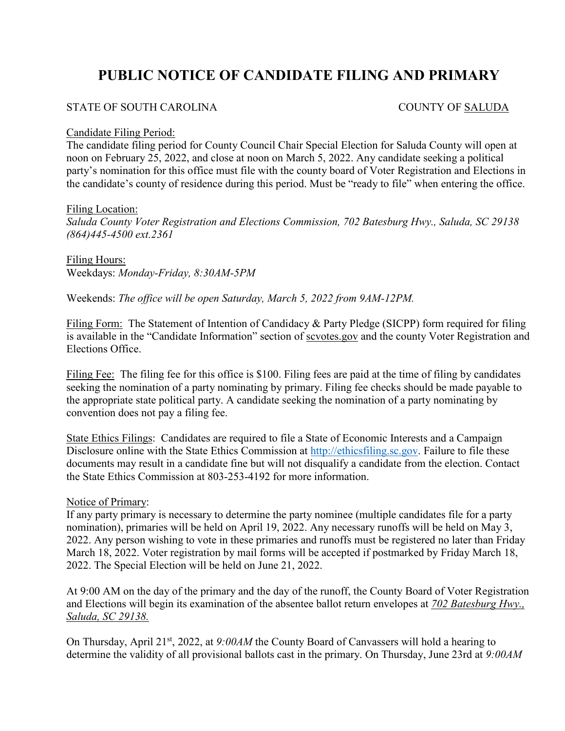# PUBLIC NOTICE OF CANDIDATE FILING AND PRIMARY

STATE OF SOUTH CAROLINA COUNTY OF <u>SALUDA</u>

<u>Candidate Filing Period:</u>
The candidate filing period for County Council Chair Special Election for Saluda County will open at noon on February 25, 2022, and close at noon on March 5, 2022. Any candidate seeking a political party's nomination for this office must file with the county board of Voter Registration and Elections in the candidate's county of residence during this period. Must be "ready to file" when entering the office.

<u>Filing Location:</u>
*Saluda County Voter Registration and Elections Commission, 702 Batesburg Hwy., Saluda, SC 29138 (864)445-4500 ext.2361*

<u>Filing Hours:</u>
Weekdays: *Monday-Friday, 8:30AM-5PM*

Weekends: *The office will be open Saturday, March 5, 2022 from 9AM-12PM.*

<u>Filing Form:</u> The Statement of Intention of Candidacy & Party Pledge (SICPP) form required for filing is available in the "Candidate Information" section of <u>scvotes.gov</u> and the county Voter Registration and Elections Office.

<u>Filing Fee:</u> The filing fee for this office is $100. Filing fees are paid at the time of filing by candidates seeking the nomination of a party nominating by primary. Filing fee checks should be made payable to the appropriate state political party. A candidate seeking the nomination of a party nominating by convention does not pay a filing fee.

<u>State Ethics Filings</u>: Candidates are required to file a State of Economic Interests and a Campaign Disclosure online with the State Ethics Commission at http://ethicsfiling.sc.gov. Failure to file these documents may result in a candidate fine but will not disqualify a candidate from the election. Contact the State Ethics Commission at 803-253-4192 for more information.

<u>Notice of Primary</u>:
If any party primary is necessary to determine the party nominee (multiple candidates file for a party nomination), primaries will be held on April 19, 2022. Any necessary runoffs will be held on May 3, 2022. Any person wishing to vote in these primaries and runoffs must be registered no later than Friday March 18, 2022. Voter registration by mail forms will be accepted if postmarked by Friday March 18, 2022. The Special Election will be held on June 21, 2022.

At 9:00 AM on the day of the primary and the day of the runoff, the County Board of Voter Registration and Elections will begin its examination of the absentee ballot return envelopes at <u>*702 Batesburg Hwy., Saluda, SC 29138.*</u>

On Thursday, April 21st, 2022, at *9:00AM* the County Board of Canvassers will hold a hearing to determine the validity of all provisional ballots cast in the primary. On Thursday, June 23rd at *9:00AM*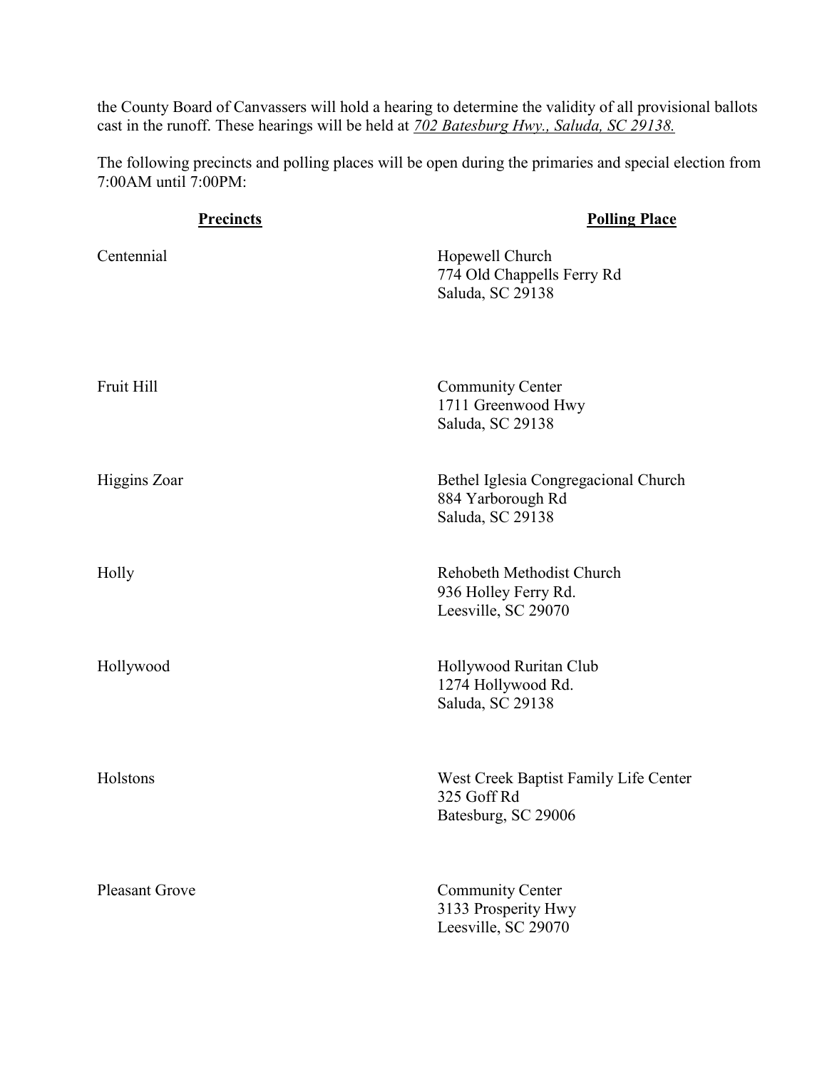the County Board of Canvassers will hold a hearing to determine the validity of all provisional ballots cast in the runoff. These hearings will be held at *702 Batesburg Hwy., Saluda, SC 29138.*

The following precincts and polling places will be open during the primaries and special election from 7:00AM until 7:00PM:

| **Precincts** | **Polling Place** |
|---|---|
| Centennial | Hopewell Church<br>774 Old Chappells Ferry Rd<br>Saluda, SC 29138 |
| Fruit Hill | Community Center<br>1711 Greenwood Hwy<br>Saluda, SC 29138 |
| Higgins Zoar | Bethel Iglesia Congregacional Church<br>884 Yarborough Rd<br>Saluda, SC 29138 |
| Holly | Rehobeth Methodist Church<br>936 Holley Ferry Rd.<br>Leesville, SC 29070 |
| Hollywood | Hollywood Ruritan Club<br>1274 Hollywood Rd.<br>Saluda, SC 29138 |
| Holstons | West Creek Baptist Family Life Center<br>325 Goff Rd<br>Batesburg, SC 29006 |
| Pleasant Grove | Community Center<br>3133 Prosperity Hwy<br>Leesville, SC 29070 |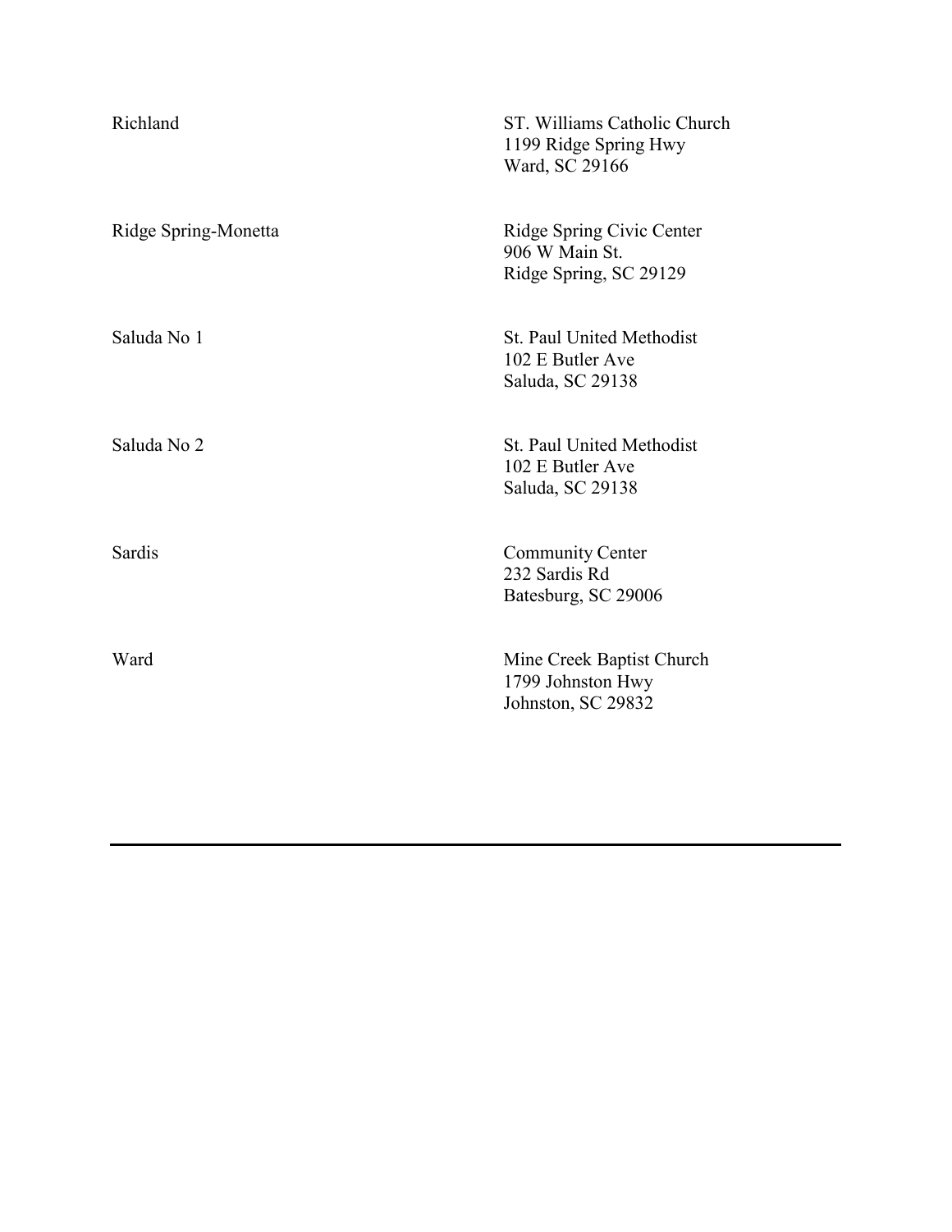| | |
|---|---|
| Richland | ST. Williams Catholic Church<br>1199 Ridge Spring Hwy<br>Ward, SC 29166 |
| Ridge Spring-Monetta | Ridge Spring Civic Center<br>906 W Main St.<br>Ridge Spring, SC 29129 |
| Saluda No 1 | St. Paul United Methodist<br>102 E Butler Ave<br>Saluda, SC 29138 |
| Saluda No 2 | St. Paul United Methodist<br>102 E Butler Ave<br>Saluda, SC 29138 |
| Sardis | Community Center<br>232 Sardis Rd<br>Batesburg, SC 29006 |
| Ward | Mine Creek Baptist Church<br>1799 Johnston Hwy<br>Johnston, SC 29832 |